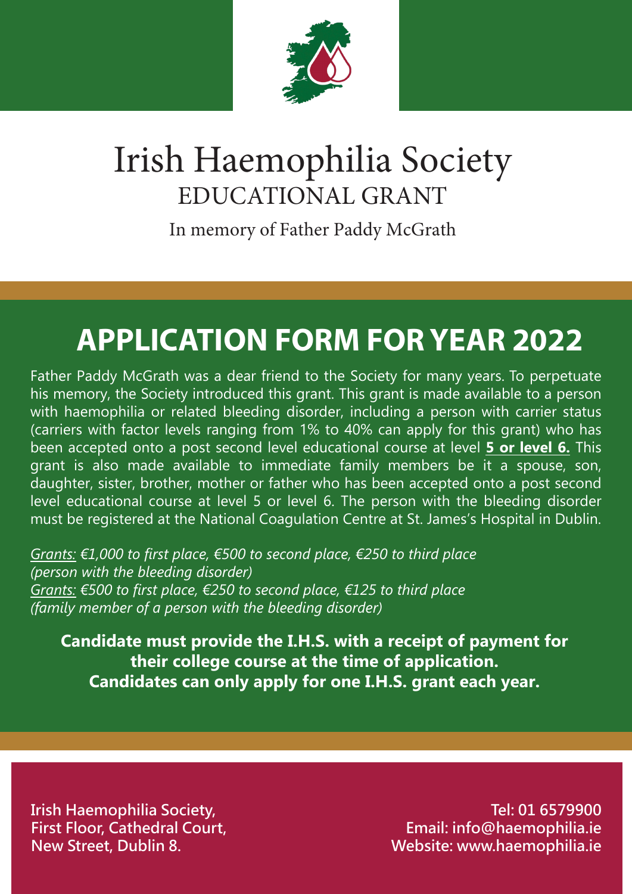# Irish Haemophilia Society

## EDUCATIONAL GRANT

In memory of Father Paddy McGrath

## APPLICATION FORM FOR YEAR 2022

Father Paddy McGrath was a dear friend to the Society for many years. To perpetuate his memory, the Society introduced this grant. This grant is made available to a person with haemophilia or related bleeding disorder, including a person with carrier status (carriers with factor levels ranging from 1% to 40% can apply for this grant) who has been accepted onto a post second level educational course at level **5 or level 6.** This grant is also made available to immediate family members be it a spouse, son, daughter, sister, brother, mother or father who has been accepted onto a post second level educational course at level 5 or level 6. The person with the bleeding disorder must be registered at the National Coagulation Centre at St. James's Hospital in Dublin.

*Grants: €1,000 to first place, €500 to second place, €250 to third place (person with the bleeding disorder)*
*Grants: €500 to first place, €250 to second place, €125 to third place (family member of a person with the bleeding disorder)*

**Candidate must provide the I.H.S. with a receipt of payment for their college course at the time of application.**
**Candidates can only apply for one I.H.S. grant each year.**

**Irish Haemophilia Society,**
**First Floor, Cathedral Court,**
**New Street, Dublin 8.**

**Tel: 01 6579900**
**Email: info@haemophilia.ie**
**Website: www.haemophilia.ie**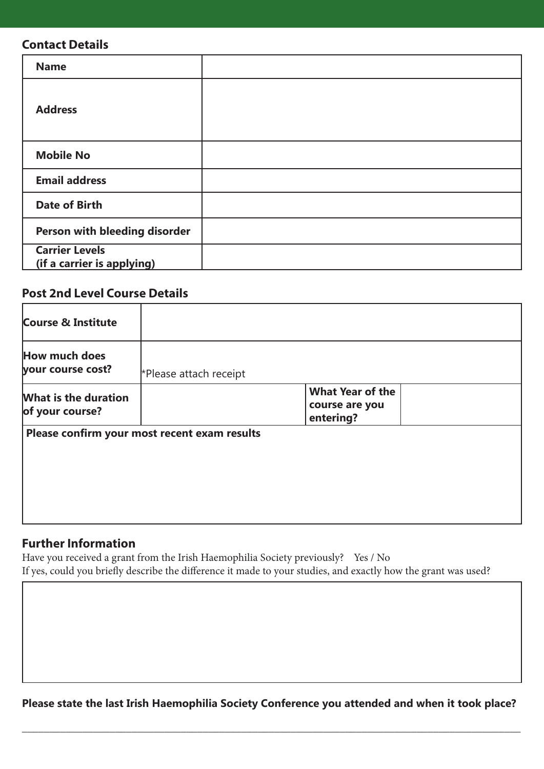## Contact Details

| Name | |
|---|---|
| Address | |
| Mobile No | |
| Email address | |
| Date of Birth | |
| Person with bleeding disorder | |
| Carrier Levels (if a carrier is applying) | |

## Post 2nd Level Course Details

| Course & Institute | | | |
|---|---|---|---|
| How much does your course cost? | *Please attach receipt | | |
| What is the duration of your course? | | What Year of the course are you entering? | |
| Please confirm your most recent exam results | | | |

## Further Information

Have you received a grant from the Irish Haemophilia Society previously? Yes / No

If yes, could you briefly describe the difference it made to your studies, and exactly how the grant was used?

**Please state the last Irish Haemophilia Society Conference you attended and when it took place?**

___________________________________________________________________________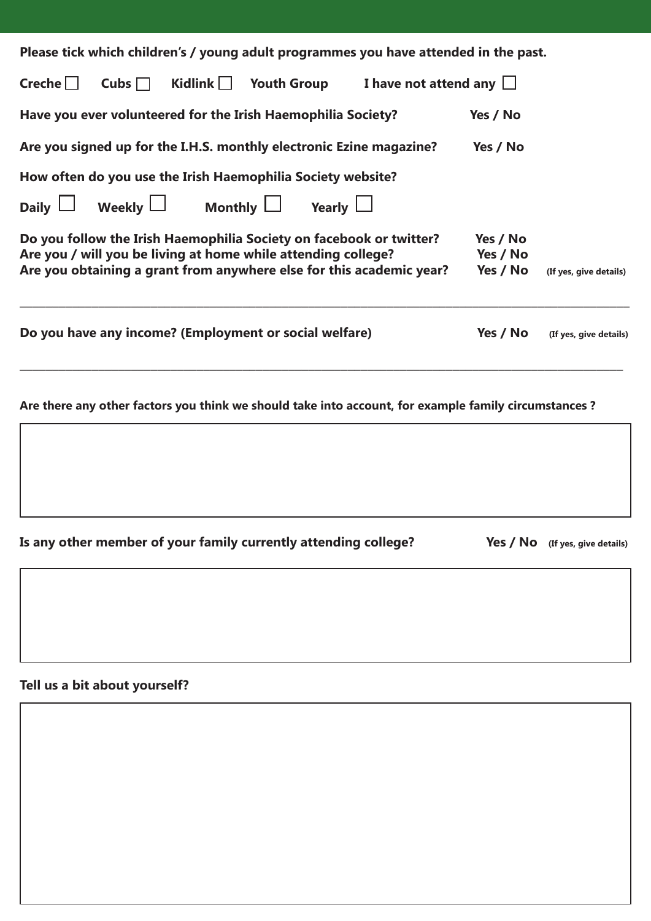**Please tick which children's / young adult programmes you have attended in the past.**

**Creche** ☐ **Cubs** ☐ **Kidlink** ☐ **Youth Group** **I have not attend any** ☐

**Have you ever volunteered for the Irish Haemophilia Society?** **Yes / No**

**Are you signed up for the I.H.S. monthly electronic Ezine magazine?** **Yes / No**

**How often do you use the Irish Haemophilia Society website?**

**Daily** ☐ **Weekly** ☐ **Monthly** ☐ **Yearly** ☐

**Do you follow the Irish Haemophilia Society on facebook or twitter?** **Yes / No**

**Are you / will you be living at home while attending college?** **Yes / No**

**Are you obtaining a grant from anywhere else for this academic year?** **Yes / No** **(If yes, give details)**

\_\_\_\_\_\_\_\_\_\_\_\_\_\_\_\_\_\_\_\_\_\_\_\_\_\_\_\_\_\_\_\_\_\_\_\_\_\_\_\_\_\_\_\_\_\_\_\_\_\_\_\_\_\_\_\_\_\_\_\_\_\_\_\_\_\_\_\_\_\_\_\_\_\_\_\_\_\_

**Do you have any income? (Employment or social welfare)** **Yes / No** **(If yes, give details)**

\_\_\_\_\_\_\_\_\_\_\_\_\_\_\_\_\_\_\_\_\_\_\_\_\_\_\_\_\_\_\_\_\_\_\_\_\_\_\_\_\_\_\_\_\_\_\_\_\_\_\_\_\_\_\_\_\_\_\_\_\_\_\_\_\_\_\_\_\_\_\_\_\_\_\_\_\_\_

**Are there any other factors you think we should take into account, for example family circumstances ?**

**Is any other member of your family currently attending college?** **Yes / No** **(If yes, give details)**

**Tell us a bit about yourself?**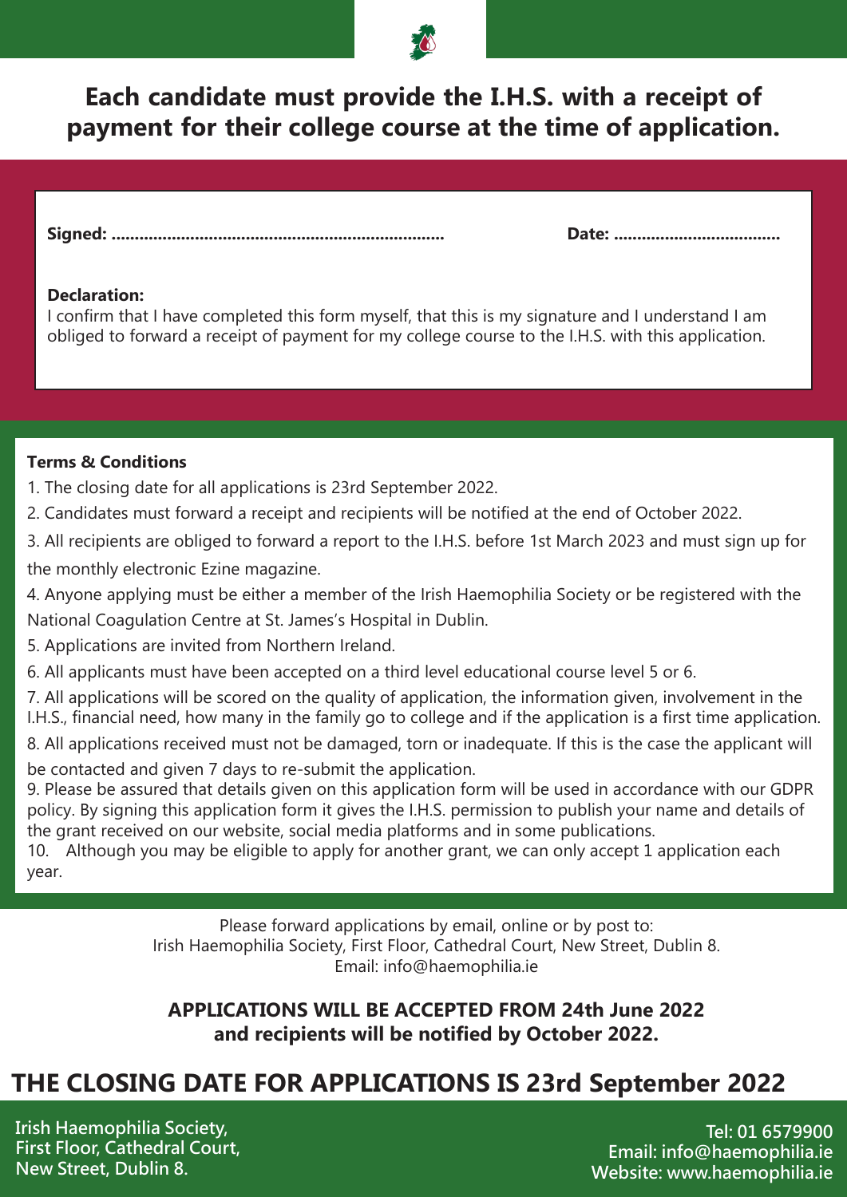## Each candidate must provide the I.H.S. with a receipt of payment for their college course at the time of application.

**Signed: ......................................................................** **Date: ...................................**

**Declaration:**
I confirm that I have completed this form myself, that this is my signature and I understand I am obliged to forward a receipt of payment for my college course to the I.H.S. with this application.

**Terms & Conditions**

1. The closing date for all applications is 23rd September 2022.
2. Candidates must forward a receipt and recipients will be notified at the end of October 2022.
3. All recipients are obliged to forward a report to the I.H.S. before 1st March 2023 and must sign up for the monthly electronic Ezine magazine.
4. Anyone applying must be either a member of the Irish Haemophilia Society or be registered with the National Coagulation Centre at St. James's Hospital in Dublin.
5. Applications are invited from Northern Ireland.
6. All applicants must have been accepted on a third level educational course level 5 or 6.
7. All applications will be scored on the quality of application, the information given, involvement in the I.H.S., financial need, how many in the family go to college and if the application is a first time application.
8. All applications received must not be damaged, torn or inadequate. If this is the case the applicant will be contacted and given 7 days to re-submit the application.
9. Please be assured that details given on this application form will be used in accordance with our GDPR policy. By signing this application form it gives the I.H.S. permission to publish your name and details of the grant received on our website, social media platforms and in some publications.
10. Although you may be eligible to apply for another grant, we can only accept 1 application each year.

Please forward applications by email, online or by post to:
Irish Haemophilia Society, First Floor, Cathedral Court, New Street, Dublin 8.
Email: info@haemophilia.ie

**APPLICATIONS WILL BE ACCEPTED FROM 24th June 2022 and recipients will be notified by October 2022.**

## THE CLOSING DATE FOR APPLICATIONS IS 23rd September 2022

**Irish Haemophilia Society,**
**First Floor, Cathedral Court,**
**New Street, Dublin 8.**

**Tel: 01 6579900**
**Email: info@haemophilia.ie**
**Website: www.haemophilia.ie**